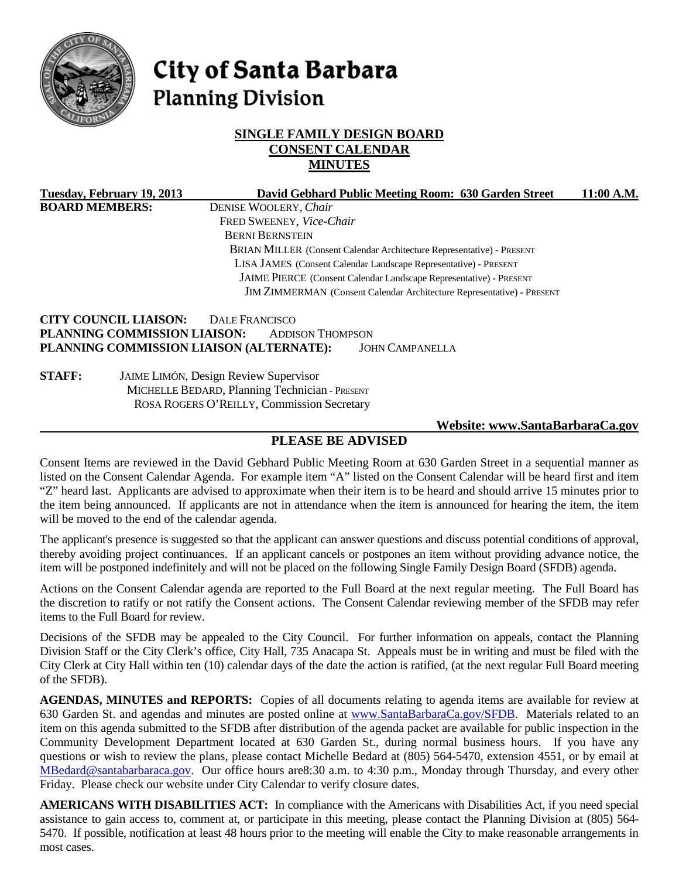# City of Santa Barbara
## Planning Division

**SINGLE FAMILY DESIGN BOARD**
**CONSENT CALENDAR**
**MINUTES**

**Tuesday, February 19, 2013 — David Gebhard Public Meeting Room: 630 Garden Street — 11:00 A.M.**

**BOARD MEMBERS:**
DENISE WOOLERY, *Chair*
FRED SWEENEY, *Vice-Chair*
BERNI BERNSTEIN
BRIAN MILLER (Consent Calendar Architecture Representative) - PRESENT
LISA JAMES (Consent Calendar Landscape Representative) - PRESENT
JAIME PIERCE (Consent Calendar Landscape Representative) - PRESENT
JIM ZIMMERMAN (Consent Calendar Architecture Representative) - PRESENT

**CITY COUNCIL LIAISON:** DALE FRANCISCO
**PLANNING COMMISSION LIAISON:** ADDISON THOMPSON
**PLANNING COMMISSION LIAISON (ALTERNATE):** JOHN CAMPANELLA

**STAFF:**
JAIME LIMÓN, Design Review Supervisor
MICHELLE BEDARD, Planning Technician - PRESENT
ROSA ROGERS O'REILLY, Commission Secretary

**Website: www.SantaBarbaraCa.gov**

## PLEASE BE ADVISED

Consent Items are reviewed in the David Gebhard Public Meeting Room at 630 Garden Street in a sequential manner as listed on the Consent Calendar Agenda. For example item "A" listed on the Consent Calendar will be heard first and item "Z" heard last. Applicants are advised to approximate when their item is to be heard and should arrive 15 minutes prior to the item being announced. If applicants are not in attendance when the item is announced for hearing the item, the item will be moved to the end of the calendar agenda.

The applicant's presence is suggested so that the applicant can answer questions and discuss potential conditions of approval, thereby avoiding project continuances. If an applicant cancels or postpones an item without providing advance notice, the item will be postponed indefinitely and will not be placed on the following Single Family Design Board (SFDB) agenda.

Actions on the Consent Calendar agenda are reported to the Full Board at the next regular meeting. The Full Board has the discretion to ratify or not ratify the Consent actions. The Consent Calendar reviewing member of the SFDB may refer items to the Full Board for review.

Decisions of the SFDB may be appealed to the City Council. For further information on appeals, contact the Planning Division Staff or the City Clerk's office, City Hall, 735 Anacapa St. Appeals must be in writing and must be filed with the City Clerk at City Hall within ten (10) calendar days of the date the action is ratified, (at the next regular Full Board meeting of the SFDB).

**AGENDAS, MINUTES and REPORTS:** Copies of all documents relating to agenda items are available for review at 630 Garden St. and agendas and minutes are posted online at www.SantaBarbaraCa.gov/SFDB. Materials related to an item on this agenda submitted to the SFDB after distribution of the agenda packet are available for public inspection in the Community Development Department located at 630 Garden St., during normal business hours. If you have any questions or wish to review the plans, please contact Michelle Bedard at (805) 564-5470, extension 4551, or by email at MBedard@santabarbaraca.gov. Our office hours are8:30 a.m. to 4:30 p.m., Monday through Thursday, and every other Friday. Please check our website under City Calendar to verify closure dates.

**AMERICANS WITH DISABILITIES ACT:** In compliance with the Americans with Disabilities Act, if you need special assistance to gain access to, comment at, or participate in this meeting, please contact the Planning Division at (805) 564-5470. If possible, notification at least 48 hours prior to the meeting will enable the City to make reasonable arrangements in most cases.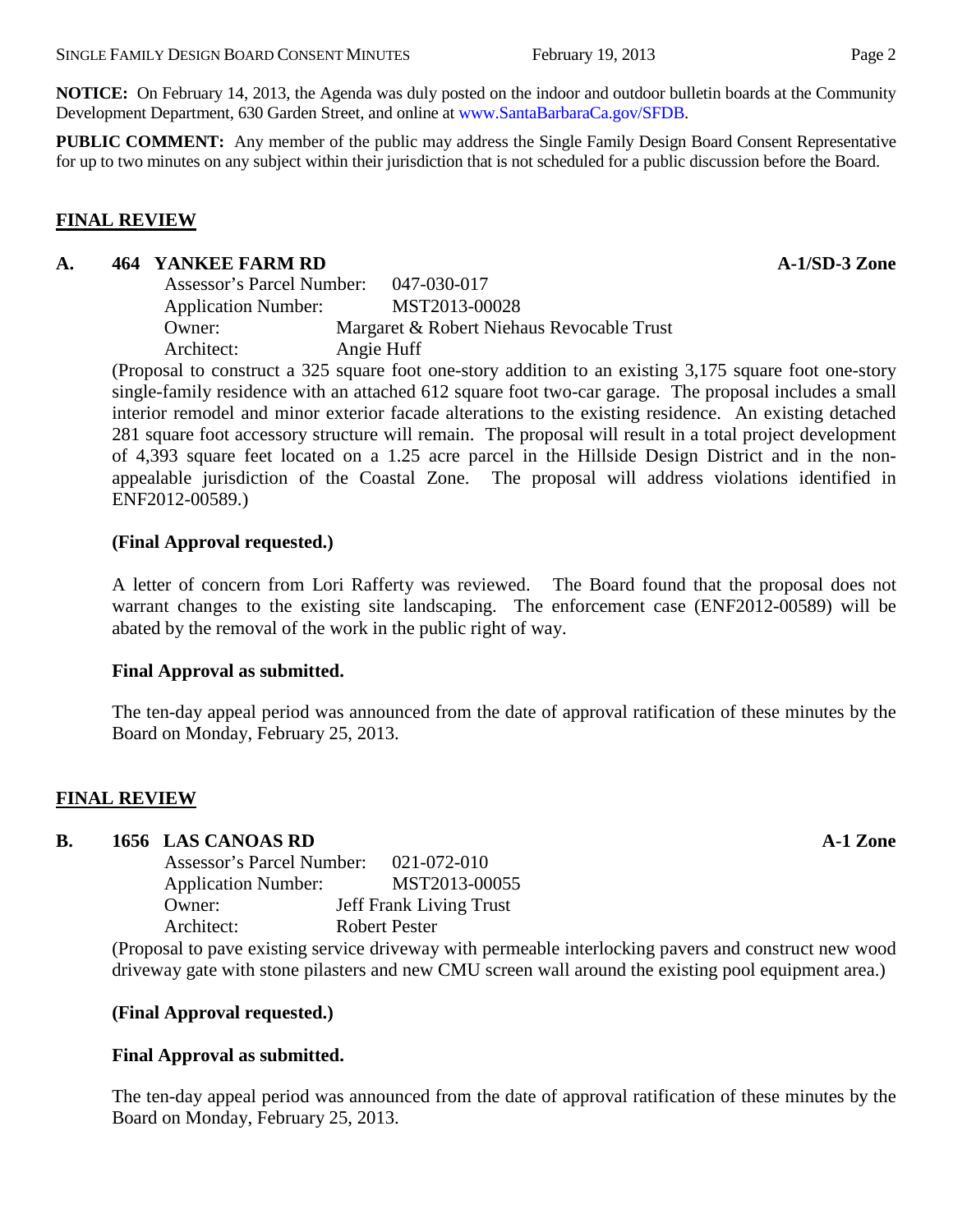**NOTICE:** On February 14, 2013, the Agenda was duly posted on the indoor and outdoor bulletin boards at the Community Development Department, 630 Garden Street, and online at www.SantaBarbaraCa.gov/SFDB.

**PUBLIC COMMENT:** Any member of the public may address the Single Family Design Board Consent Representative for up to two minutes on any subject within their jurisdiction that is not scheduled for a public discussion before the Board.

## FINAL REVIEW

### A. 464 YANKEE FARM RD — A-1/SD-3 Zone

Assessor's Parcel Number: 047-030-017
Application Number: MST2013-00028
Owner: Margaret & Robert Niehaus Revocable Trust
Architect: Angie Huff

(Proposal to construct a 325 square foot one-story addition to an existing 3,175 square foot one-story single-family residence with an attached 612 square foot two-car garage. The proposal includes a small interior remodel and minor exterior facade alterations to the existing residence. An existing detached 281 square foot accessory structure will remain. The proposal will result in a total project development of 4,393 square feet located on a 1.25 acre parcel in the Hillside Design District and in the non-appealable jurisdiction of the Coastal Zone. The proposal will address violations identified in ENF2012-00589.)

**(Final Approval requested.)**

A letter of concern from Lori Rafferty was reviewed. The Board found that the proposal does not warrant changes to the existing site landscaping. The enforcement case (ENF2012-00589) will be abated by the removal of the work in the public right of way.

**Final Approval as submitted.**

The ten-day appeal period was announced from the date of approval ratification of these minutes by the Board on Monday, February 25, 2013.

## FINAL REVIEW

### B. 1656 LAS CANOAS RD — A-1 Zone

Assessor's Parcel Number: 021-072-010
Application Number: MST2013-00055
Owner: Jeff Frank Living Trust
Architect: Robert Pester

(Proposal to pave existing service driveway with permeable interlocking pavers and construct new wood driveway gate with stone pilasters and new CMU screen wall around the existing pool equipment area.)

**(Final Approval requested.)**

**Final Approval as submitted.**

The ten-day appeal period was announced from the date of approval ratification of these minutes by the Board on Monday, February 25, 2013.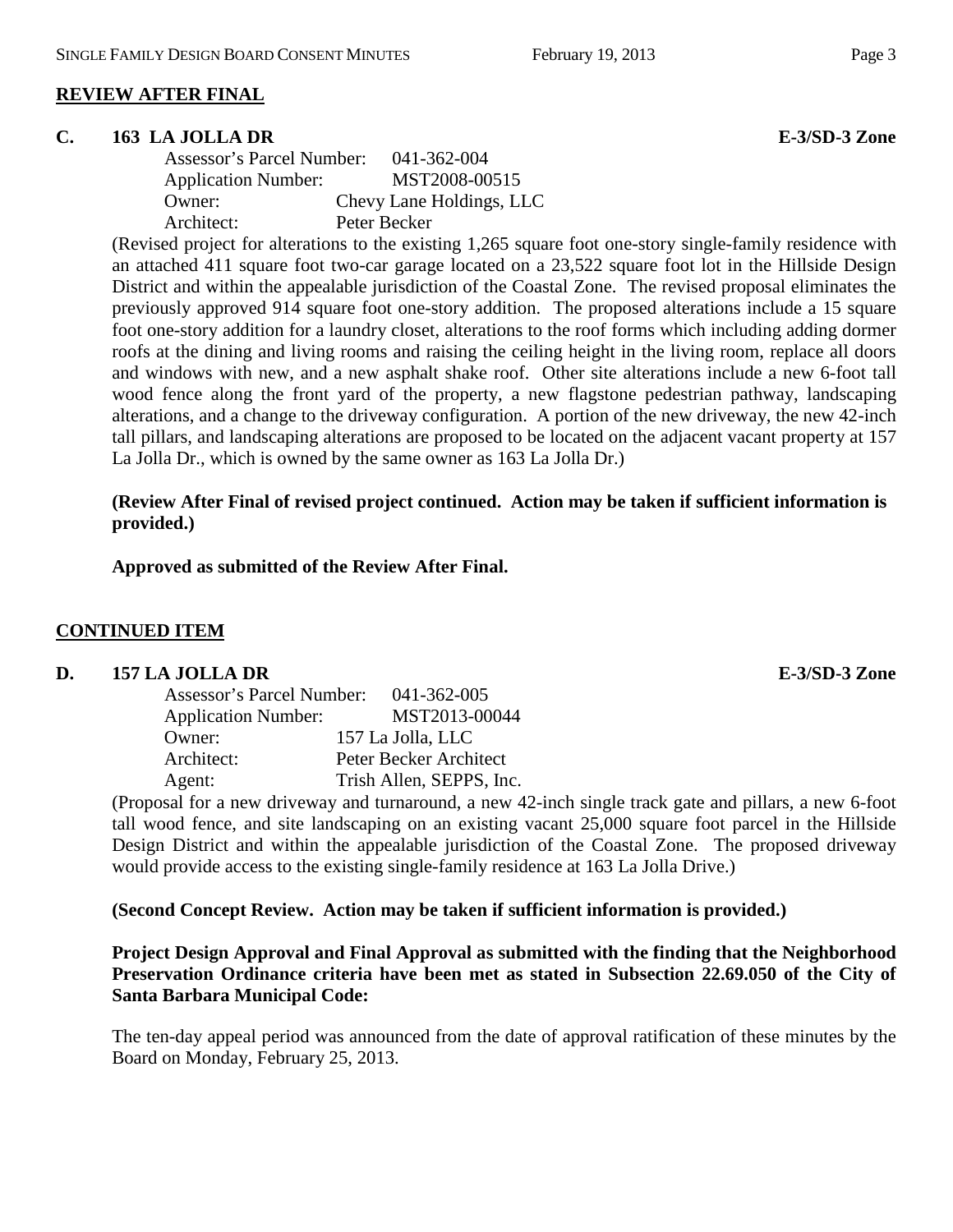## REVIEW AFTER FINAL

### C. 163 LA JOLLA DR — E-3/SD-3 Zone

Assessor's Parcel Number: 041-362-004
Application Number: MST2008-00515
Owner: Chevy Lane Holdings, LLC
Architect: Peter Becker

(Revised project for alterations to the existing 1,265 square foot one-story single-family residence with an attached 411 square foot two-car garage located on a 23,522 square foot lot in the Hillside Design District and within the appealable jurisdiction of the Coastal Zone. The revised proposal eliminates the previously approved 914 square foot one-story addition. The proposed alterations include a 15 square foot one-story addition for a laundry closet, alterations to the roof forms which including adding dormer roofs at the dining and living rooms and raising the ceiling height in the living room, replace all doors and windows with new, and a new asphalt shake roof. Other site alterations include a new 6-foot tall wood fence along the front yard of the property, a new flagstone pedestrian pathway, landscaping alterations, and a change to the driveway configuration. A portion of the new driveway, the new 42-inch tall pillars, and landscaping alterations are proposed to be located on the adjacent vacant property at 157 La Jolla Dr., which is owned by the same owner as 163 La Jolla Dr.)

**(Review After Final of revised project continued. Action may be taken if sufficient information is provided.)**

**Approved as submitted of the Review After Final.**

## CONTINUED ITEM

### D. 157 LA JOLLA DR — E-3/SD-3 Zone

Assessor's Parcel Number: 041-362-005
Application Number: MST2013-00044
Owner: 157 La Jolla, LLC
Architect: Peter Becker Architect
Agent: Trish Allen, SEPPS, Inc.

(Proposal for a new driveway and turnaround, a new 42-inch single track gate and pillars, a new 6-foot tall wood fence, and site landscaping on an existing vacant 25,000 square foot parcel in the Hillside Design District and within the appealable jurisdiction of the Coastal Zone. The proposed driveway would provide access to the existing single-family residence at 163 La Jolla Drive.)

**(Second Concept Review. Action may be taken if sufficient information is provided.)**

**Project Design Approval and Final Approval as submitted with the finding that the Neighborhood Preservation Ordinance criteria have been met as stated in Subsection 22.69.050 of the City of Santa Barbara Municipal Code:**

The ten-day appeal period was announced from the date of approval ratification of these minutes by the Board on Monday, February 25, 2013.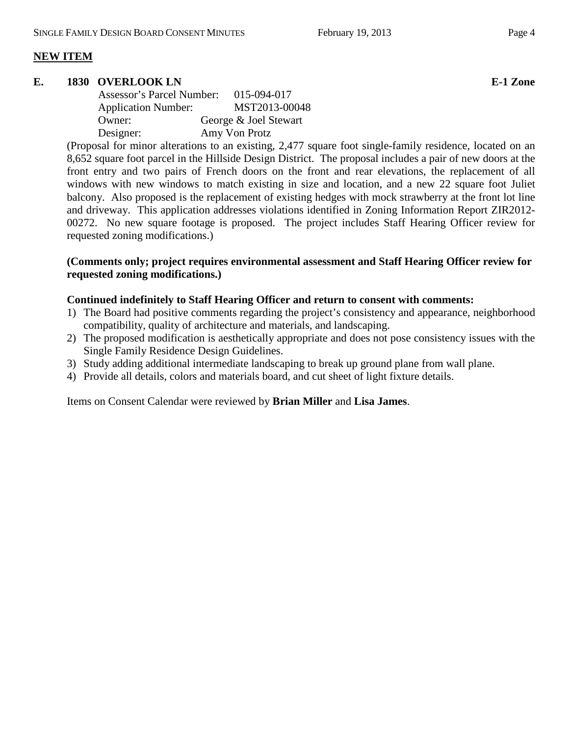## NEW ITEM

**E. 1830 OVERLOOK LN** **E-1 Zone**

Assessor's Parcel Number: 015-094-017
Application Number: MST2013-00048
Owner: George & Joel Stewart
Designer: Amy Von Protz

(Proposal for minor alterations to an existing, 2,477 square foot single-family residence, located on an 8,652 square foot parcel in the Hillside Design District. The proposal includes a pair of new doors at the front entry and two pairs of French doors on the front and rear elevations, the replacement of all windows with new windows to match existing in size and location, and a new 22 square foot Juliet balcony. Also proposed is the replacement of existing hedges with mock strawberry at the front lot line and driveway. This application addresses violations identified in Zoning Information Report ZIR2012-00272. No new square footage is proposed. The project includes Staff Hearing Officer review for requested zoning modifications.)

**(Comments only; project requires environmental assessment and Staff Hearing Officer review for requested zoning modifications.)**

**Continued indefinitely to Staff Hearing Officer and return to consent with comments:**

1) The Board had positive comments regarding the project's consistency and appearance, neighborhood compatibility, quality of architecture and materials, and landscaping.
2) The proposed modification is aesthetically appropriate and does not pose consistency issues with the Single Family Residence Design Guidelines.
3) Study adding additional intermediate landscaping to break up ground plane from wall plane.
4) Provide all details, colors and materials board, and cut sheet of light fixture details.

Items on Consent Calendar were reviewed by **Brian Miller** and **Lisa James**.